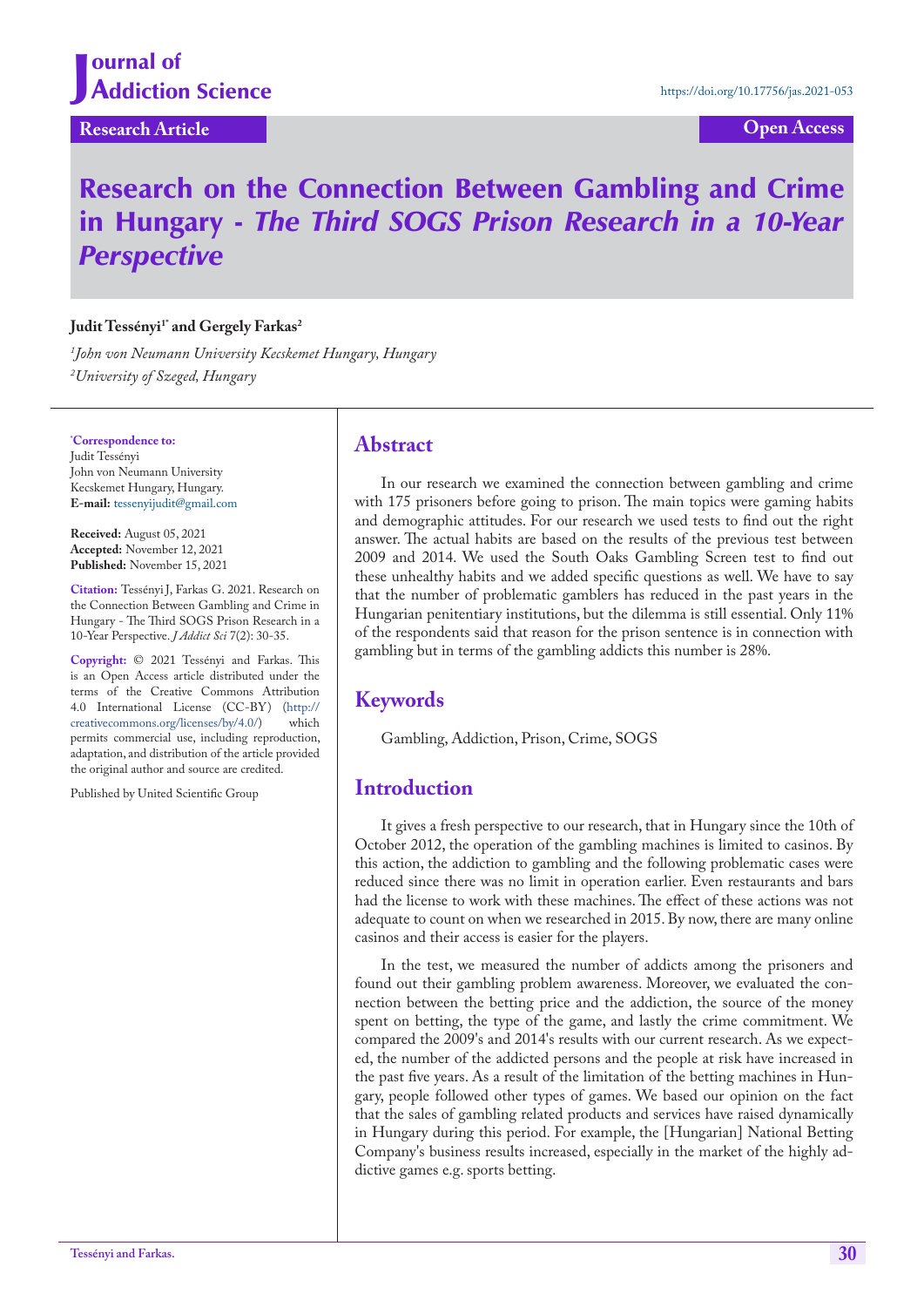Journal of Addiction Science

https://doi.org/10.17756/jas.2021-053

Research Article

Open Access

# Research on the Connection Between Gambling and Crime in Hungary - *The Third SOGS Prison Research in a 10-Year Perspective*

**Judit Tessényi[1]* and Gergely Farkas[2]**

*[1]John von Neumann University Kecskemet Hungary, Hungary*
*[2]University of Szeged, Hungary*

**\*Correspondence to:**
Judit Tessényi
John von Neumann University
Kecskemet Hungary, Hungary.
**E-mail:** tessenyijudit@gmail.com

**Received:** August 05, 2021
**Accepted:** November 12, 2021
**Published:** November 15, 2021

**Citation:** Tessényi J, Farkas G. 2021. Research on the Connection Between Gambling and Crime in Hungary - The Third SOGS Prison Research in a 10-Year Perspective. *J Addict Sci* 7(2): 30-35.

**Copyright:** © 2021 Tessényi and Farkas. This is an Open Access article distributed under the terms of the Creative Commons Attribution 4.0 International License (CC-BY) (http://creativecommons.org/licenses/by/4.0/) which permits commercial use, including reproduction, adaptation, and distribution of the article provided the original author and source are credited.

Published by United Scientific Group

## Abstract

In our research we examined the connection between gambling and crime with 175 prisoners before going to prison. The main topics were gaming habits and demographic attitudes. For our research we used tests to find out the right answer. The actual habits are based on the results of the previous test between 2009 and 2014. We used the South Oaks Gambling Screen test to find out these unhealthy habits and we added specific questions as well. We have to say that the number of problematic gamblers has reduced in the past years in the Hungarian penitentiary institutions, but the dilemma is still essential. Only 11% of the respondents said that reason for the prison sentence is in connection with gambling but in terms of the gambling addicts this number is 28%.

## Keywords

Gambling, Addiction, Prison, Crime, SOGS

## Introduction

It gives a fresh perspective to our research, that in Hungary since the 10th of October 2012, the operation of the gambling machines is limited to casinos. By this action, the addiction to gambling and the following problematic cases were reduced since there was no limit in operation earlier. Even restaurants and bars had the license to work with these machines. The effect of these actions was not adequate to count on when we researched in 2015. By now, there are many online casinos and their access is easier for the players.

In the test, we measured the number of addicts among the prisoners and found out their gambling problem awareness. Moreover, we evaluated the connection between the betting price and the addiction, the source of the money spent on betting, the type of the game, and lastly the crime commitment. We compared the 2009's and 2014's results with our current research. As we expected, the number of the addicted persons and the people at risk have increased in the past five years. As a result of the limitation of the betting machines in Hungary, people followed other types of games. We based our opinion on the fact that the sales of gambling related products and services have raised dynamically in Hungary during this period. For example, the [Hungarian] National Betting Company's business results increased, especially in the market of the highly addictive games e.g. sports betting.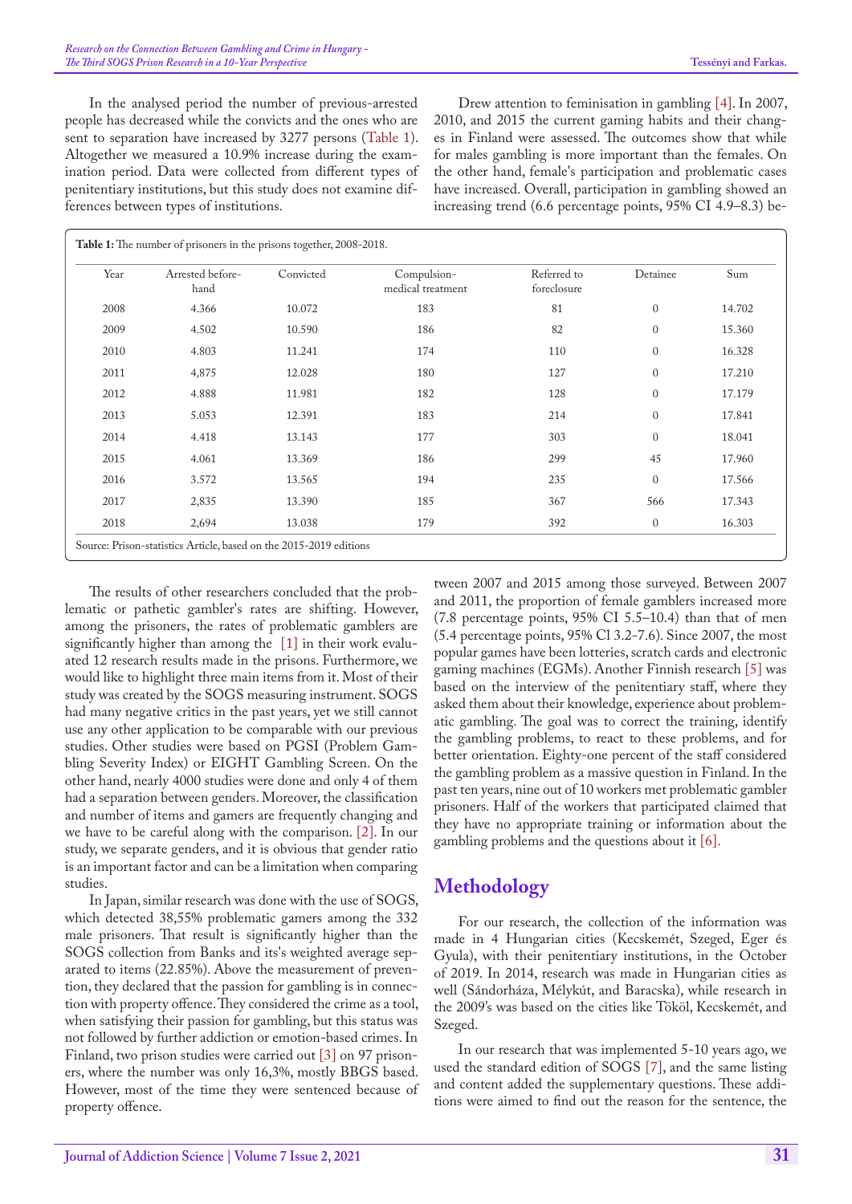In the analysed period the number of previous-arrested people has decreased while the convicts and the ones who are sent to separation have increased by 3277 persons (Table 1). Altogether we measured a 10.9% increase during the examination period. Data were collected from different types of penitentiary institutions, but this study does not examine differences between types of institutions.

Drew attention to feminisation in gambling [4]. In 2007, 2010, and 2015 the current gaming habits and their changes in Finland were assessed. The outcomes show that while for males gambling is more important than the females. On the other hand, female's participation and problematic cases have increased. Overall, participation in gambling showed an increasing trend (6.6 percentage points, 95% CI 4.9–8.3) between 2007 and 2015 among those surveyed. Between 2007 and 2011, the proportion of female gamblers increased more (7.8 percentage points, 95% CI 5.5–10.4) than that of men (5.4 percentage points, 95% Cl 3.2-7.6). Since 2007, the most popular games have been lotteries, scratch cards and electronic gaming machines (EGMs). Another Finnish research [5] was based on the interview of the penitentiary staff, where they asked them about their knowledge, experience about problematic gambling. The goal was to correct the training, identify the gambling problems, to react to these problems, and for better orientation. Eighty-one percent of the staff considered the gambling problem as a massive question in Finland. In the past ten years, nine out of 10 workers met problematic gambler prisoners. Half of the workers that participated claimed that they have no appropriate training or information about the gambling problems and the questions about it [6].

**Table 1:** The number of prisoners in the prisons together, 2008-2018.

| Year | Arrested beforehand | Convicted | Compulsion-medical treatment | Referred to foreclosure | Detainee | Sum |
|---|---|---|---|---|---|---|
| 2008 | 4.366 | 10.072 | 183 | 81 | 0 | 14.702 |
| 2009 | 4.502 | 10.590 | 186 | 82 | 0 | 15.360 |
| 2010 | 4.803 | 11.241 | 174 | 110 | 0 | 16.328 |
| 2011 | 4,875 | 12.028 | 180 | 127 | 0 | 17.210 |
| 2012 | 4.888 | 11.981 | 182 | 128 | 0 | 17.179 |
| 2013 | 5.053 | 12.391 | 183 | 214 | 0 | 17.841 |
| 2014 | 4.418 | 13.143 | 177 | 303 | 0 | 18.041 |
| 2015 | 4.061 | 13.369 | 186 | 299 | 45 | 17.960 |
| 2016 | 3.572 | 13.565 | 194 | 235 | 0 | 17.566 |
| 2017 | 2,835 | 13.390 | 185 | 367 | 566 | 17.343 |
| 2018 | 2,694 | 13.038 | 179 | 392 | 0 | 16.303 |

Source: Prison-statistics Article, based on the 2015-2019 editions

The results of other researchers concluded that the problematic or pathetic gambler's rates are shifting. However, among the prisoners, the rates of problematic gamblers are significantly higher than among the [1] in their work evaluated 12 research results made in the prisons. Furthermore, we would like to highlight three main items from it. Most of their study was created by the SOGS measuring instrument. SOGS had many negative critics in the past years, yet we still cannot use any other application to be comparable with our previous studies. Other studies were based on PGSI (Problem Gambling Severity Index) or EIGHT Gambling Screen. On the other hand, nearly 4000 studies were done and only 4 of them had a separation between genders. Moreover, the classification and number of items and gamers are frequently changing and we have to be careful along with the comparison. [2]. In our study, we separate genders, and it is obvious that gender ratio is an important factor and can be a limitation when comparing studies.

In Japan, similar research was done with the use of SOGS, which detected 38,55% problematic gamers among the 332 male prisoners. That result is significantly higher than the SOGS collection from Banks and its's weighted average separated to items (22.85%). Above the measurement of prevention, they declared that the passion for gambling is in connection with property offence. They considered the crime as a tool, when satisfying their passion for gambling, but this status was not followed by further addiction or emotion-based crimes. In Finland, two prison studies were carried out [3] on 97 prisoners, where the number was only 16,3%, mostly BBGS based. However, most of the time they were sentenced because of property offence.

## Methodology

For our research, the collection of the information was made in 4 Hungarian cities (Kecskemét, Szeged, Eger és Gyula), with their penitentiary institutions, in the October of 2019. In 2014, research was made in Hungarian cities as well (Sándorháza, Mélykút, and Baracska), while research in the 2009's was based on the cities like Tököl, Kecskemét, and Szeged.

In our research that was implemented 5-10 years ago, we used the standard edition of SOGS [7], and the same listing and content added the supplementary questions. These additions were aimed to find out the reason for the sentence, the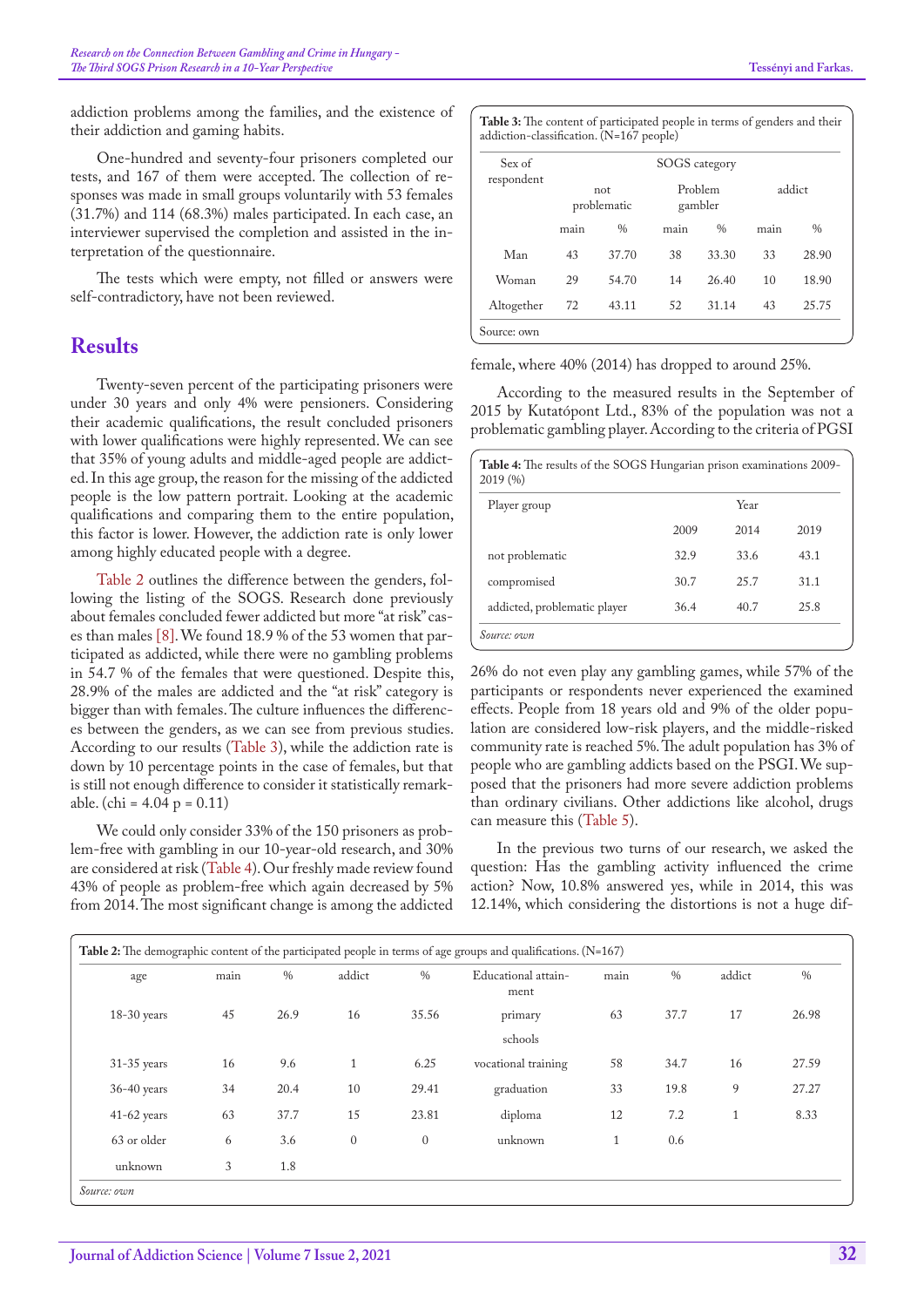addiction problems among the families, and the existence of their addiction and gaming habits.

One-hundred and seventy-four prisoners completed our tests, and 167 of them were accepted. The collection of responses was made in small groups voluntarily with 53 females (31.7%) and 114 (68.3%) males participated. In each case, an interviewer supervised the completion and assisted in the interpretation of the questionnaire.

The tests which were empty, not filled or answers were self-contradictory, have not been reviewed.

## Results

Twenty-seven percent of the participating prisoners were under 30 years and only 4% were pensioners. Considering their academic qualifications, the result concluded prisoners with lower qualifications were highly represented. We can see that 35% of young adults and middle-aged people are addicted. In this age group, the reason for the missing of the addicted people is the low pattern portrait. Looking at the academic qualifications and comparing them to the entire population, this factor is lower. However, the addiction rate is only lower among highly educated people with a degree.

Table 2 outlines the difference between the genders, following the listing of the SOGS. Research done previously about females concluded fewer addicted but more "at risk" cases than males [8]. We found 18.9 % of the 53 women that participated as addicted, while there were no gambling problems in 54.7 % of the females that were questioned. Despite this, 28.9% of the males are addicted and the "at risk" category is bigger than with females. The culture influences the differences between the genders, as we can see from previous studies. According to our results (Table 3), while the addiction rate is down by 10 percentage points in the case of females, but that is still not enough difference to consider it statistically remarkable. (chi = 4.04 p = 0.11)

We could only consider 33% of the 150 prisoners as problem-free with gambling in our 10-year-old research, and 30% are considered at risk (Table 4). Our freshly made review found 43% of people as problem-free which again decreased by 5% from 2014. The most significant change is among the addicted

**Table 3:** The content of participated people in terms of genders and their addiction-classification. (N=167 people)

| Sex of respondent | SOGS category | | | | | |
|---|---|---|---|---|---|---|
| | not problematic | | Problem gambler | | addict | |
| | main | % | main | % | main | % |
| Man | 43 | 37.70 | 38 | 33.30 | 33 | 28.90 |
| Woman | 29 | 54.70 | 14 | 26.40 | 10 | 18.90 |
| Altogether | 72 | 43.11 | 52 | 31.14 | 43 | 25.75 |

Source: own

female, where 40% (2014) has dropped to around 25%.

According to the measured results in the September of 2015 by Kutatópont Ltd., 83% of the population was not a problematic gambling player. According to the criteria of PGSI

**Table 4:** The results of the SOGS Hungarian prison examinations 2009-2019 (%)

| Player group | Year | | |
|---|---|---|---|
| | 2009 | 2014 | 2019 |
| not problematic | 32.9 | 33.6 | 43.1 |
| compromised | 30.7 | 25.7 | 31.1 |
| addicted, problematic player | 36.4 | 40.7 | 25.8 |

*Source: own*

26% do not even play any gambling games, while 57% of the participants or respondents never experienced the examined effects. People from 18 years old and 9% of the older population are considered low-risk players, and the middle-risked community rate is reached 5%. The adult population has 3% of people who are gambling addicts based on the PSGI. We supposed that the prisoners had more severe addiction problems than ordinary civilians. Other addictions like alcohol, drugs can measure this (Table 5).

In the previous two turns of our research, we asked the question: Has the gambling activity influenced the crime action? Now, 10.8% answered yes, while in 2014, this was 12.14%, which considering the distortions is not a huge dif-

**Table 2:** The demographic content of the participated people in terms of age groups and qualifications. (N=167)

| age | main | % | addict | % | Educational attainment | main | % | addict | % |
|---|---|---|---|---|---|---|---|---|---|
| 18-30 years | 45 | 26.9 | 16 | 35.56 | primary schools | 63 | 37.7 | 17 | 26.98 |
| 31-35 years | 16 | 9.6 | 1 | 6.25 | vocational training | 58 | 34.7 | 16 | 27.59 |
| 36-40 years | 34 | 20.4 | 10 | 29.41 | graduation | 33 | 19.8 | 9 | 27.27 |
| 41-62 years | 63 | 37.7 | 15 | 23.81 | diploma | 12 | 7.2 | 1 | 8.33 |
| 63 or older | 6 | 3.6 | 0 | 0 | unknown | 1 | 0.6 | | |
| unknown | 3 | 1.8 | | | | | | | |

*Source: own*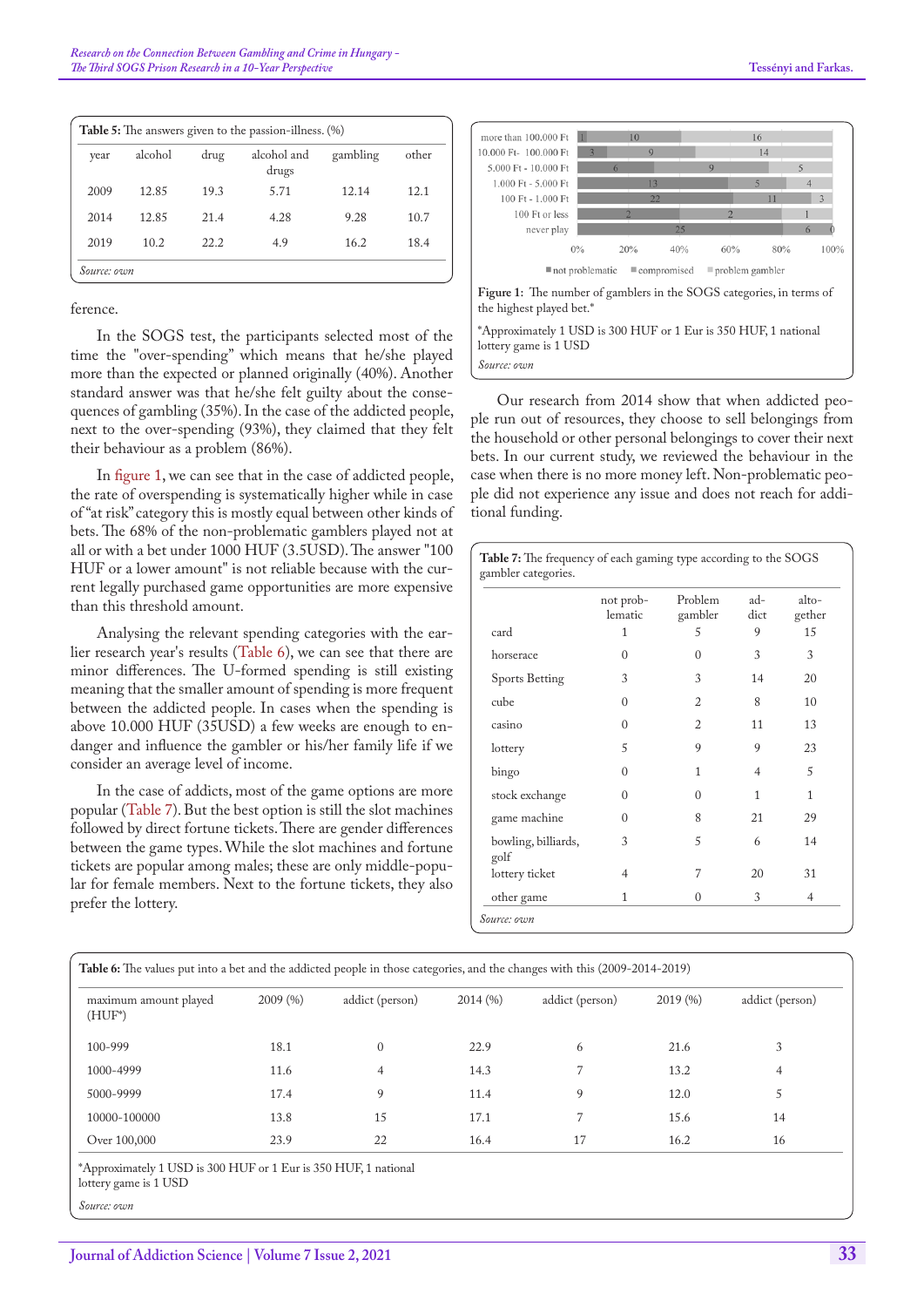**Table 5:** The answers given to the passion-illness. (%)

| year | alcohol | drug | alcohol and drugs | gambling | other |
|---|---|---|---|---|---|
| 2009 | 12.85 | 19.3 | 5.71 | 12.14 | 12.1 |
| 2014 | 12.85 | 21.4 | 4.28 | 9.28 | 10.7 |
| 2019 | 10.2 | 22.2 | 4.9 | 16.2 | 18.4 |

*Source: own*

ference.

In the SOGS test, the participants selected most of the time the "over-spending" which means that he/she played more than the expected or planned originally (40%). Another standard answer was that he/she felt guilty about the consequences of gambling (35%). In the case of the addicted people, next to the over-spending (93%), they claimed that they felt their behaviour as a problem (86%).

In figure 1, we can see that in the case of addicted people, the rate of overspending is systematically higher while in case of "at risk" category this is mostly equal between other kinds of bets. The 68% of the non-problematic gamblers played not at all or with a bet under 1000 HUF (3.5USD). The answer "100 HUF or a lower amount" is not reliable because with the current legally purchased game opportunities are more expensive than this threshold amount.

Analysing the relevant spending categories with the earlier research year's results (Table 6), we can see that there are minor differences. The U-formed spending is still existing meaning that the smaller amount of spending is more frequent between the addicted people. In cases when the spending is above 10.000 HUF (35USD) a few weeks are enough to endanger and influence the gambler or his/her family life if we consider an average level of income.

In the case of addicts, most of the game options are more popular (Table 7). But the best option is still the slot machines followed by direct fortune tickets. There are gender differences between the game types. While the slot machines and fortune tickets are popular among males; these are only middle-popular for female members. Next to the fortune tickets, they also prefer the lottery.

| | not problematic | compromised | problem gambler |
|---|---|---|---|
| more than 100.000 Ft | 1 | 10 | 16 |
| 10.000 Ft- 100.000 Ft | 3 | 9 | 14 |
| 5.000 Ft - 10.000 Ft | 6 | 9 | 5 |
| 1.000 Ft - 5.000 Ft | 13 | 5 | 4 |
| 100 Ft - 1.000 Ft | 22 | 11 | 3 |
| 100 Ft or less | 2 | 2 | 1 |
| never play | 25 | 6 | 0 |

**Figure 1:** The number of gamblers in the SOGS categories, in terms of the highest played bet.*

*Approximately 1 USD is 300 HUF or 1 Eur is 350 HUF, 1 national lottery game is 1 USD

*Source: own*

Our research from 2014 show that when addicted people run out of resources, they choose to sell belongings from the household or other personal belongings to cover their next bets. In our current study, we reviewed the behaviour in the case when there is no more money left. Non-problematic people did not experience any issue and does not reach for additional funding.

**Table 7:** The frequency of each gaming type according to the SOGS gambler categories.

| | not problematic | Problem gambler | addict | altogether |
|---|---|---|---|---|
| card | 1 | 5 | 9 | 15 |
| horserace | 0 | 0 | 3 | 3 |
| Sports Betting | 3 | 3 | 14 | 20 |
| cube | 0 | 2 | 8 | 10 |
| casino | 0 | 2 | 11 | 13 |
| lottery | 5 | 9 | 9 | 23 |
| bingo | 0 | 1 | 4 | 5 |
| stock exchange | 0 | 0 | 1 | 1 |
| game machine | 0 | 8 | 21 | 29 |
| bowling, billiards, golf | 3 | 5 | 6 | 14 |
| lottery ticket | 4 | 7 | 20 | 31 |
| other game | 1 | 0 | 3 | 4 |

*Source: own*

**Table 6:** The values put into a bet and the addicted people in those categories, and the changes with this (2009-2014-2019)

| maximum amount played (HUF*) | 2009 (%) | addict (person) | 2014 (%) | addict (person) | 2019 (%) | addict (person) |
|---|---|---|---|---|---|---|
| 100-999 | 18.1 | 0 | 22.9 | 6 | 21.6 | 3 |
| 1000-4999 | 11.6 | 4 | 14.3 | 7 | 13.2 | 4 |
| 5000-9999 | 17.4 | 9 | 11.4 | 9 | 12.0 | 5 |
| 10000-100000 | 13.8 | 15 | 17.1 | 7 | 15.6 | 14 |
| Over 100,000 | 23.9 | 22 | 16.4 | 17 | 16.2 | 16 |

*Approximately 1 USD is 300 HUF or 1 Eur is 350 HUF, 1 national lottery game is 1 USD

*Source: own*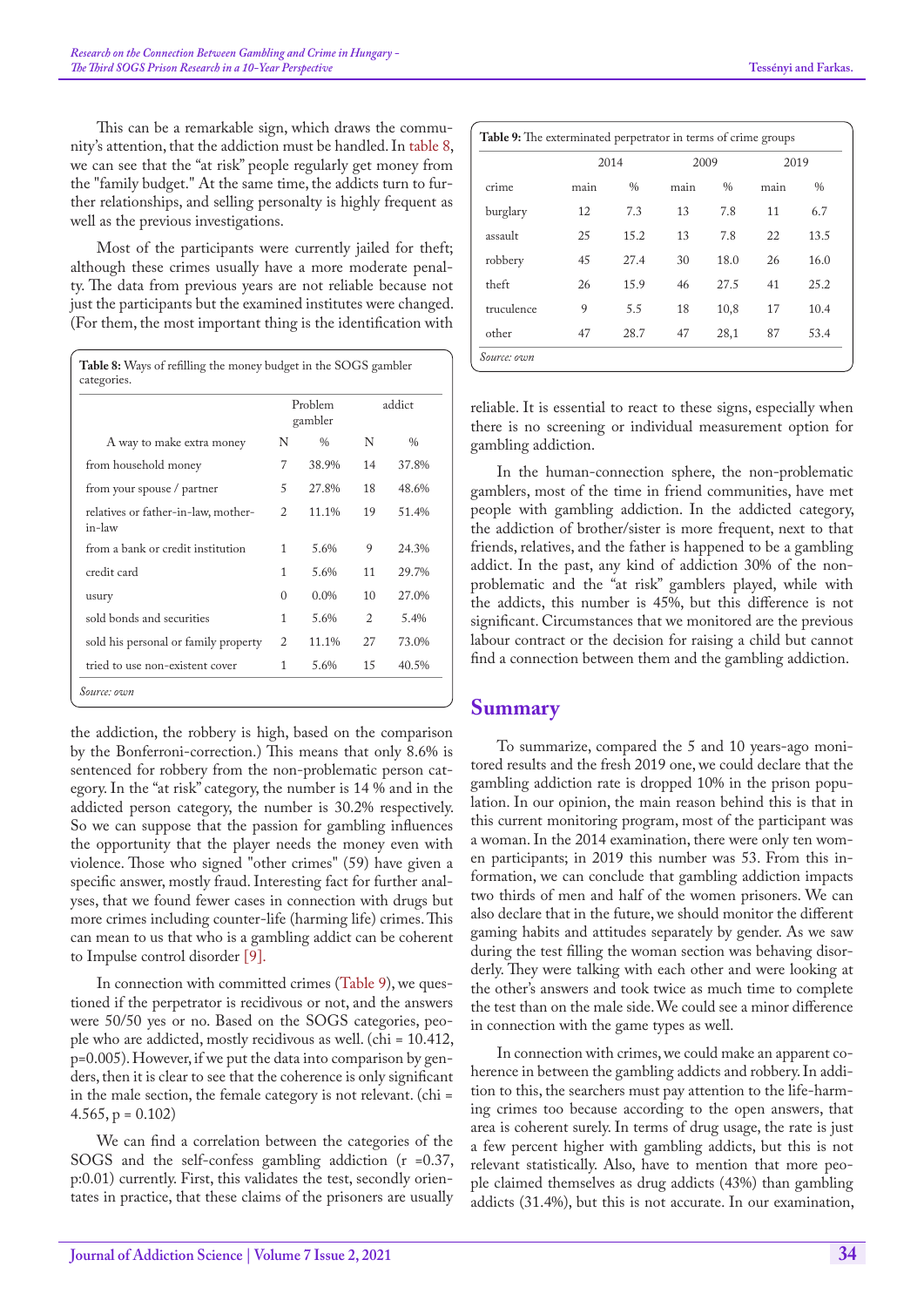This can be a remarkable sign, which draws the community's attention, that the addiction must be handled. In table 8, we can see that the "at risk" people regularly get money from the "family budget." At the same time, the addicts turn to further relationships, and selling personalty is highly frequent as well as the previous investigations.

Most of the participants were currently jailed for theft; although these crimes usually have a more moderate penalty. The data from previous years are not reliable because not just the participants but the examined institutes were changed. (For them, the most important thing is the identification with the addiction, the robbery is high, based on the comparison by the Bonferroni-correction.) This means that only 8.6% is sentenced for robbery from the non-problematic person category. In the "at risk" category, the number is 14 % and in the addicted person category, the number is 30.2% respectively. So we can suppose that the passion for gambling influences the opportunity that the player needs the money even with violence. Those who signed "other crimes" (59) have given a specific answer, mostly fraud. Interesting fact for further analyses, that we found fewer cases in connection with drugs but more crimes including counter-life (harming life) crimes. This can mean to us that who is a gambling addict can be coherent to Impulse control disorder [9].

**Table 8:** Ways of refilling the money budget in the SOGS gambler categories.

| | Problem gambler | | addict | |
|---|---|---|---|---|
| A way to make extra money | N | % | N | % |
| from household money | 7 | 38.9% | 14 | 37.8% |
| from your spouse / partner | 5 | 27.8% | 18 | 48.6% |
| relatives or father-in-law, mother-in-law | 2 | 11.1% | 19 | 51.4% |
| from a bank or credit institution | 1 | 5.6% | 9 | 24.3% |
| credit card | 1 | 5.6% | 11 | 29.7% |
| usury | 0 | 0.0% | 10 | 27.0% |
| sold bonds and securities | 1 | 5.6% | 2 | 5.4% |
| sold his personal or family property | 2 | 11.1% | 27 | 73.0% |
| tried to use non-existent cover | 1 | 5.6% | 15 | 40.5% |

*Source: own*

In connection with committed crimes (Table 9), we questioned if the perpetrator is recidivous or not, and the answers were 50/50 yes or no. Based on the SOGS categories, people who are addicted, mostly recidivous as well. (chi = 10.412, p=0.005). However, if we put the data into comparison by genders, then it is clear to see that the coherence is only significant in the male section, the female category is not relevant. (chi = 4.565, p = 0.102)

We can find a correlation between the categories of the SOGS and the self-confess gambling addiction (r =0.37, p:0.01) currently. First, this validates the test, secondly orientates in practice, that these claims of the prisoners are usually reliable. It is essential to react to these signs, especially when there is no screening or individual measurement option for gambling addiction.

**Table 9:** The exterminated perpetrator in terms of crime groups

| | 2014 | | 2009 | | 2019 | |
|---|---|---|---|---|---|---|
| crime | main | % | main | % | main | % |
| burglary | 12 | 7.3 | 13 | 7.8 | 11 | 6.7 |
| assault | 25 | 15.2 | 13 | 7.8 | 22 | 13.5 |
| robbery | 45 | 27.4 | 30 | 18.0 | 26 | 16.0 |
| theft | 26 | 15.9 | 46 | 27.5 | 41 | 25.2 |
| truculence | 9 | 5.5 | 18 | 10,8 | 17 | 10.4 |
| other | 47 | 28.7 | 47 | 28,1 | 87 | 53.4 |

*Source: own*

In the human-connection sphere, the non-problematic gamblers, most of the time in friend communities, have met people with gambling addiction. In the addicted category, the addiction of brother/sister is more frequent, next to that friends, relatives, and the father is happened to be a gambling addict. In the past, any kind of addiction 30% of the non-problematic and the "at risk" gamblers played, while with the addicts, this number is 45%, but this difference is not significant. Circumstances that we monitored are the previous labour contract or the decision for raising a child but cannot find a connection between them and the gambling addiction.

## Summary

To summarize, compared the 5 and 10 years-ago monitored results and the fresh 2019 one, we could declare that the gambling addiction rate is dropped 10% in the prison population. In our opinion, the main reason behind this is that in this current monitoring program, most of the participant was a woman. In the 2014 examination, there were only ten women participants; in 2019 this number was 53. From this information, we can conclude that gambling addiction impacts two thirds of men and half of the women prisoners. We can also declare that in the future, we should monitor the different gaming habits and attitudes separately by gender. As we saw during the test filling the woman section was behaving disorderly. They were talking with each other and were looking at the other's answers and took twice as much time to complete the test than on the male side. We could see a minor difference in connection with the game types as well.

In connection with crimes, we could make an apparent coherence in between the gambling addicts and robbery. In addition to this, the searchers must pay attention to the life-harming crimes too because according to the open answers, that area is coherent surely. In terms of drug usage, the rate is just a few percent higher with gambling addicts, but this is not relevant statistically. Also, have to mention that more people claimed themselves as drug addicts (43%) than gambling addicts (31.4%), but this is not accurate. In our examination,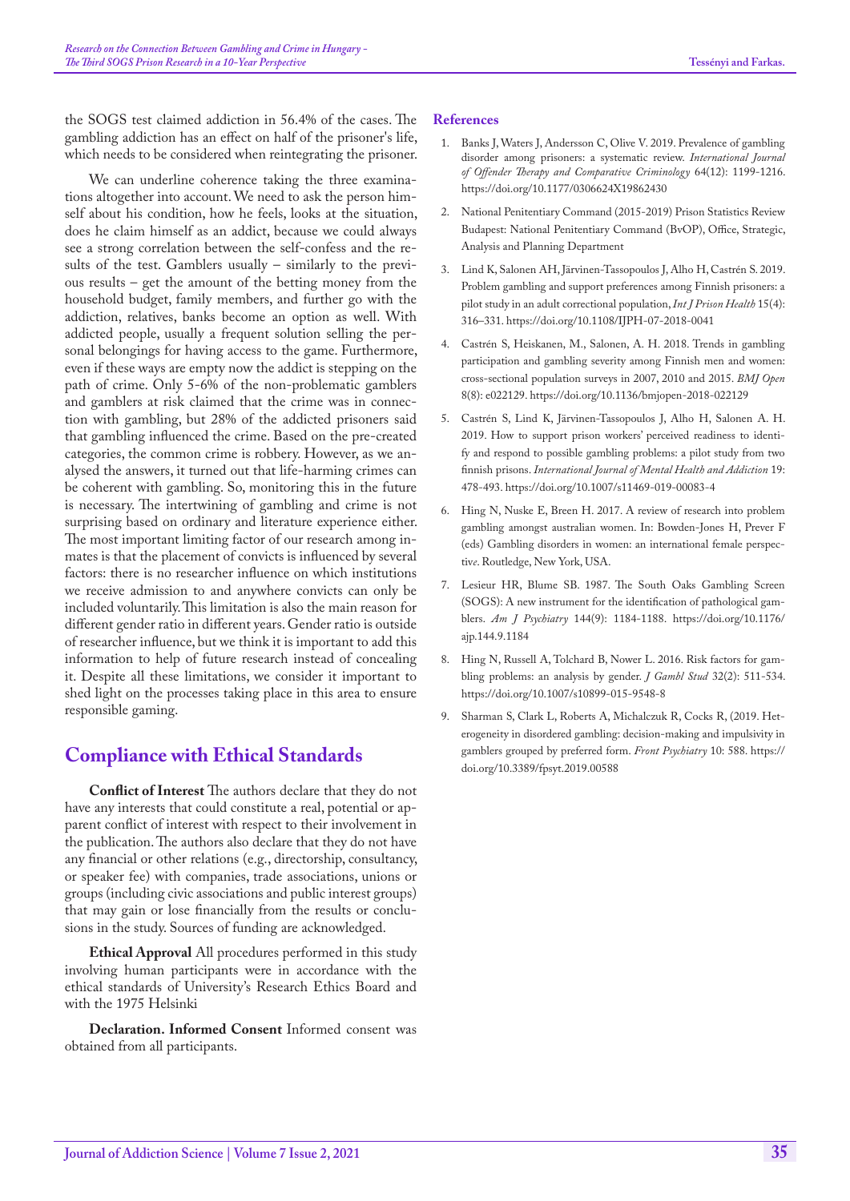the SOGS test claimed addiction in 56.4% of the cases. The gambling addiction has an effect on half of the prisoner's life, which needs to be considered when reintegrating the prisoner.

We can underline coherence taking the three examinations altogether into account. We need to ask the person himself about his condition, how he feels, looks at the situation, does he claim himself as an addict, because we could always see a strong correlation between the self-confess and the results of the test. Gamblers usually – similarly to the previous results – get the amount of the betting money from the household budget, family members, and further go with the addiction, relatives, banks become an option as well. With addicted people, usually a frequent solution selling the personal belongings for having access to the game. Furthermore, even if these ways are empty now the addict is stepping on the path of crime. Only 5-6% of the non-problematic gamblers and gamblers at risk claimed that the crime was in connection with gambling, but 28% of the addicted prisoners said that gambling influenced the crime. Based on the pre-created categories, the common crime is robbery. However, as we analysed the answers, it turned out that life-harming crimes can be coherent with gambling. So, monitoring this in the future is necessary. The intertwining of gambling and crime is not surprising based on ordinary and literature experience either. The most important limiting factor of our research among inmates is that the placement of convicts is influenced by several factors: there is no researcher influence on which institutions we receive admission to and anywhere convicts can only be included voluntarily. This limitation is also the main reason for different gender ratio in different years. Gender ratio is outside of researcher influence, but we think it is important to add this information to help of future research instead of concealing it. Despite all these limitations, we consider it important to shed light on the processes taking place in this area to ensure responsible gaming.

## Compliance with Ethical Standards

**Conflict of Interest** The authors declare that they do not have any interests that could constitute a real, potential or apparent conflict of interest with respect to their involvement in the publication. The authors also declare that they do not have any financial or other relations (e.g., directorship, consultancy, or speaker fee) with companies, trade associations, unions or groups (including civic associations and public interest groups) that may gain or lose financially from the results or conclusions in the study. Sources of funding are acknowledged.

**Ethical Approval** All procedures performed in this study involving human participants were in accordance with the ethical standards of University's Research Ethics Board and with the 1975 Helsinki

**Declaration. Informed Consent** Informed consent was obtained from all participants.

### References

1. Banks J, Waters J, Andersson C, Olive V. 2019. Prevalence of gambling disorder among prisoners: a systematic review. *International Journal of Offender Therapy and Comparative Criminology* 64(12): 1199-1216. https://doi.org/10.1177/0306624X19862430
2. National Penitentiary Command (2015-2019) Prison Statistics Review Budapest: National Penitentiary Command (BvOP), Office, Strategic, Analysis and Planning Department
3. Lind K, Salonen AH, Järvinen-Tassopoulos J, Alho H, Castrén S. 2019. Problem gambling and support preferences among Finnish prisoners: a pilot study in an adult correctional population, *Int J Prison Health* 15(4): 316–331. https://doi.org/10.1108/IJPH-07-2018-0041
4. Castrén S, Heiskanen, M., Salonen, A. H. 2018. Trends in gambling participation and gambling severity among Finnish men and women: cross-sectional population surveys in 2007, 2010 and 2015. *BMJ Open* 8(8): e022129. https://doi.org/10.1136/bmjopen-2018-022129
5. Castrén S, Lind K, Järvinen-Tassopoulos J, Alho H, Salonen A. H. 2019. How to support prison workers' perceived readiness to identify and respond to possible gambling problems: a pilot study from two finnish prisons. *International Journal of Mental Health and Addiction* 19: 478-493. https://doi.org/10.1007/s11469-019-00083-4
6. Hing N, Nuske E, Breen H. 2017. A review of research into problem gambling amongst australian women. In: Bowden-Jones H, Prever F (eds) Gambling disorders in women: an international female perspective. Routledge, New York, USA.
7. Lesieur HR, Blume SB. 1987. The South Oaks Gambling Screen (SOGS): A new instrument for the identification of pathological gamblers. *Am J Psychiatry* 144(9): 1184-1188. https://doi.org/10.1176/ajp.144.9.1184
8. Hing N, Russell A, Tolchard B, Nower L. 2016. Risk factors for gambling problems: an analysis by gender. *J Gambl Stud* 32(2): 511-534. https://doi.org/10.1007/s10899-015-9548-8
9. Sharman S, Clark L, Roberts A, Michalczuk R, Cocks R, (2019. Heterogeneity in disordered gambling: decision-making and impulsivity in gamblers grouped by preferred form. *Front Psychiatry* 10: 588. https://doi.org/10.3389/fpsyt.2019.00588